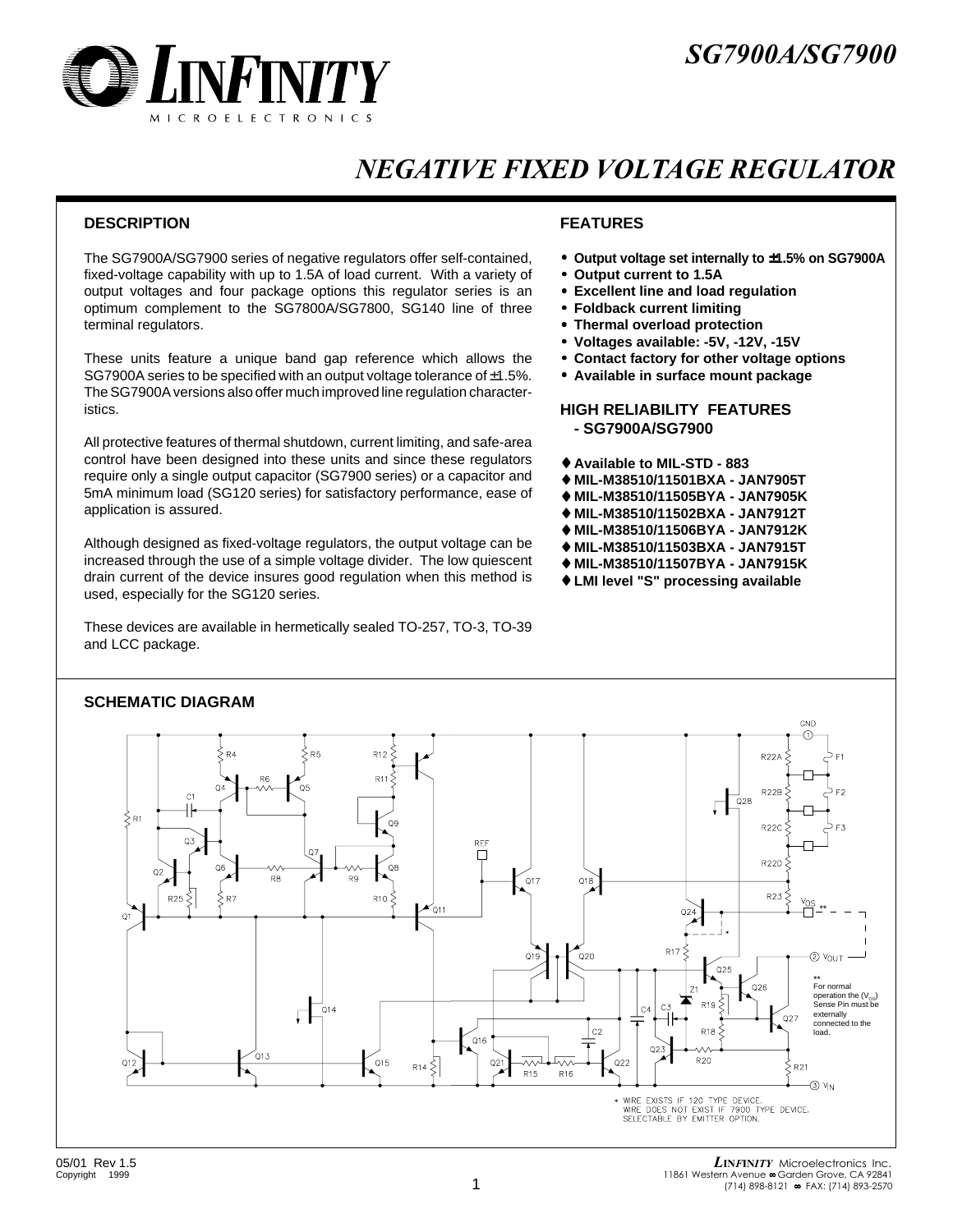# SG7900A/SG7900

# NEGATIVE FIXED VOLTAGE REGULATOR

## DESCRIPTION

The SG7900A/SG7900 series of negative regulators offer self-contained, fixed-voltage capability with up to 1.5A of load current. With a variety of output voltages and four package options this regulator series is an optimum complement to the SG7800A/SG7800, SG140 line of three terminal regulators.

These units feature a unique band gap reference which allows the SG7900A series to be specified with an output voltage tolerance of ±1.5%. The SG7900A versions also offer much improved line regulation characteristics.

All protective features of thermal shutdown, current limiting, and safe-area control have been designed into these units and since these regulators require only a single output capacitor (SG7900 series) or a capacitor and 5mA minimum load (SG120 series) for satisfactory performance, ease of application is assured.

Although designed as fixed-voltage regulators, the output voltage can be increased through the use of a simple voltage divider. The low quiescent drain current of the device insures good regulation when this method is used, especially for the SG120 series.

These devices are available in hermetically sealed TO-257, TO-3, TO-39 and LCC package.

## FEATURES

- **Output voltage set internally to ±1.5% on SG7900A**
- **Output current to 1.5A**
- **Excellent line and load regulation**
- **Foldback current limiting**
- **Thermal overload protection**
- **Voltages available: -5V, -12V, -15V**
- **Contact factory for other voltage options**
- **Available in surface mount package**

## HIGH RELIABILITY FEATURES - SG7900A/SG7900

- **Available to MIL-STD - 883**
- **MIL-M38510/11501BXA - JAN7905T**
- **MIL-M38510/11505BYA - JAN7905K**
- **MIL-M38510/11502BXA - JAN7912T**
- **MIL-M38510/11506BYA - JAN7912K**
- **MIL-M38510/11503BXA - JAN7915T**
- **MIL-M38510/11507BYA - JAN7915K**
- **LMI level "S" processing available**

## SCHEMATIC DIAGRAM

** For normal operation the ($V_{OS}$) Sense Pin must be externally connected to the load.

\* WIRE EXISTS IF 120 TYPE DEVICE. WIRE DOES NOT EXIST IF 7900 TYPE DEVICE. SELECTABLE BY EMITTER OPTION.

05/01 Rev 1.5
Copyright 1999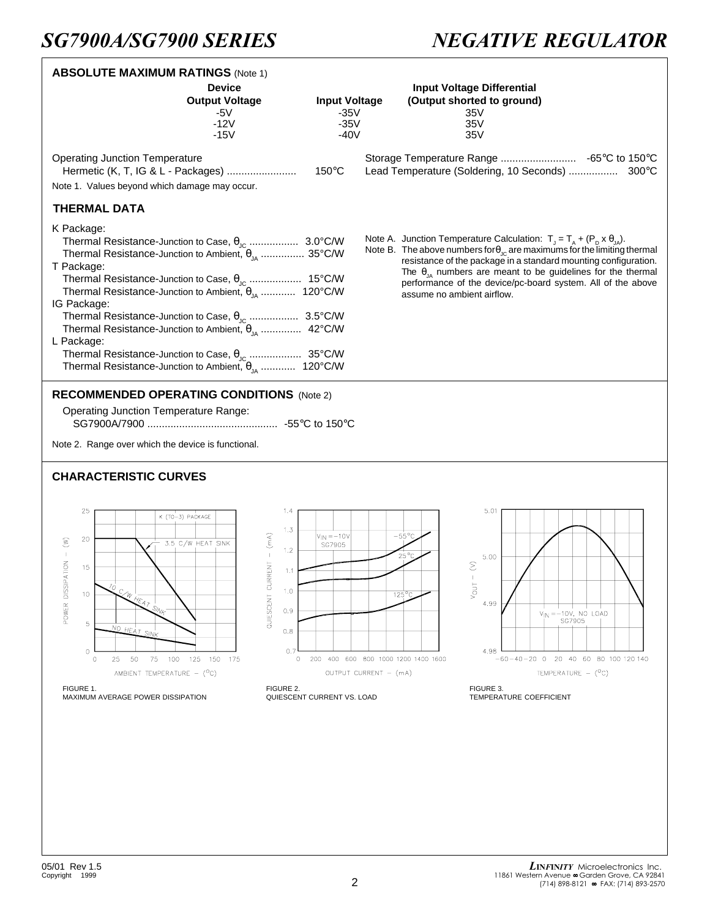## ABSOLUTE MAXIMUM RATINGS (Note 1)

| Device Output Voltage | Input Voltage | Input Voltage Differential (Output shorted to ground) |
|---|---|---|
| -5V | -35V | 35V |
| -12V | -35V | 35V |
| -15V | -40V | 35V |

Operating Junction Temperature
Hermetic (K, T, IG & L - Packages) ........................ 150°C

Storage Temperature Range .......................... -65°C to 150°C
Lead Temperature (Soldering, 10 Seconds) ................ 300°C

Note 1. Values beyond which damage may occur.

## THERMAL DATA

K Package:
Thermal Resistance-Junction to Case, $\theta_{JC}$ ................ 3.0°C/W
Thermal Resistance-Junction to Ambient, $\theta_{JA}$ ............... 35°C/W

T Package:
Thermal Resistance-Junction to Case, $\theta_{JC}$ .................. 15°C/W
Thermal Resistance-Junction to Ambient, $\theta_{JA}$ ............ 120°C/W

IG Package:
Thermal Resistance-Junction to Case, $\theta_{JC}$ ................ 3.5°C/W
Thermal Resistance-Junction to Ambient, $\theta_{JA}$ .............. 42°C/W

L Package:
Thermal Resistance-Junction to Case, $\theta_{JC}$ .................. 35°C/W
Thermal Resistance-Junction to Ambient, $\theta_{JA}$ ............ 120°C/W

Note A. Junction Temperature Calculation: $T_J = T_A + (P_D \times \theta_{JA})$.

Note B. The above numbers for $\theta_{JC}$ are maximums for the limiting thermal resistance of the package in a standard mounting configuration. The $\theta_{JA}$ numbers are meant to be guidelines for the thermal performance of the device/pc-board system. All of the above assume no ambient airflow.

## RECOMMENDED OPERATING CONDITIONS (Note 2)

Operating Junction Temperature Range:
SG7900A/7900 ............................................ -55°C to 150°C

Note 2. Range over which the device is functional.

## CHARACTERISTIC CURVES

FIGURE 1.
MAXIMUM AVERAGE POWER DISSIPATION

FIGURE 2.
QUIESCENT CURRENT VS. LOAD

FIGURE 3.
TEMPERATURE COEFFICIENT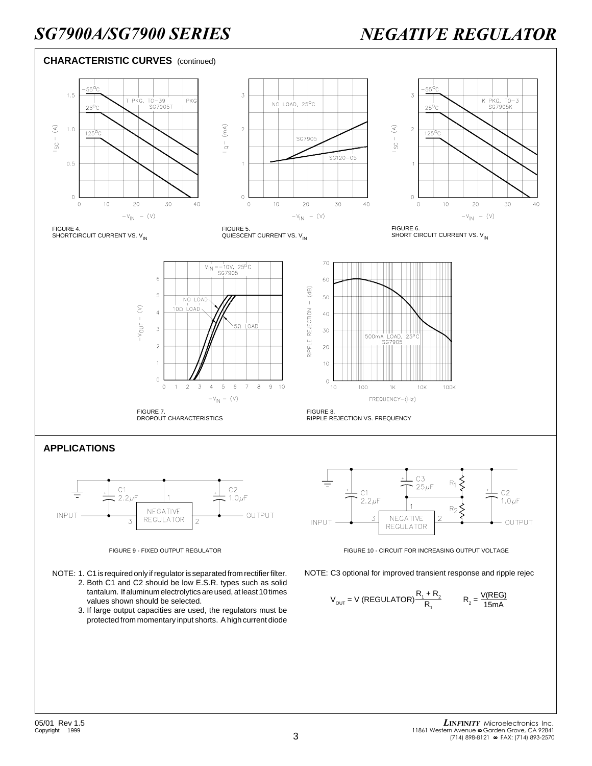## CHARACTERISTIC CURVES (continued)

FIGURE 4.
SHORTCIRCUIT CURRENT VS. $V_{IN}$

FIGURE 5.
QUIESCENT CURRENT VS. $V_{IN}$

FIGURE 6.
SHORT CIRCUIT CURRENT VS. $V_{IN}$

FIGURE 7.
DROPOUT CHARACTERISTICS

FIGURE 8.
RIPPLE REJECTION VS. FREQUENCY

## APPLICATIONS

FIGURE 9 - FIXED OUTPUT REGULATOR

FIGURE 10 - CIRCUIT FOR INCREASING OUTPUT VOLTAGE

NOTE: 1. C1 is required only if regulator is separated from rectifier filter.
2. Both C1 and C2 should be low E.S.R. types such as solid tantalum. If aluminum electrolytics are used, at least 10 times values shown should be selected.
3. If large output capacities are used, the regulators must be protected from momentary input shorts. A high current diode

NOTE: C3 optional for improved transient response and ripple rejec

$$V_{OUT} = V\,(\text{REGULATOR})\frac{R_1 + R_2}{R_1} \qquad R_2 = \frac{V(\text{REG})}{15\text{mA}}$$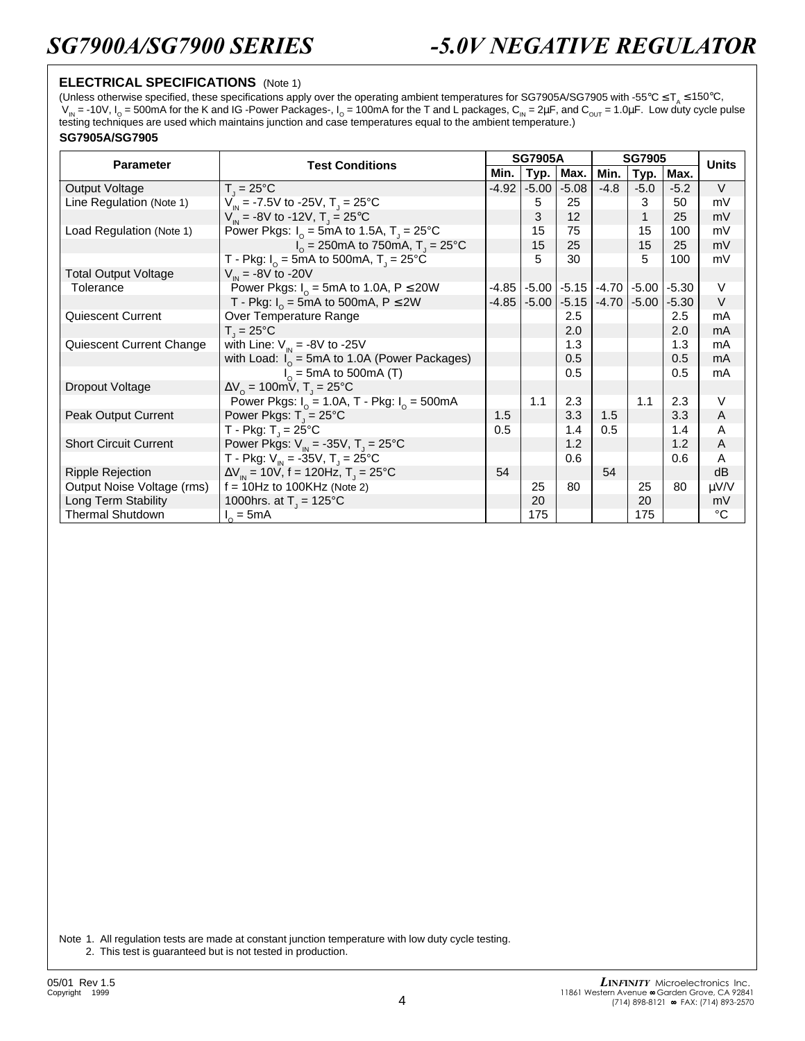### ELECTRICAL SPECIFICATIONS (Note 1)

(Unless otherwise specified, these specifications apply over the operating ambient temperatures for SG7905A/SG7905 with -55°C ≤ $T_A$ ≤ 150°C, $V_{IN}$ = -10V, $I_O$ = 500mA for the K and IG -Power Packages-, $I_O$ = 100mA for the T and L packages, $C_{IN}$ = 2µF, and $C_{OUT}$ = 1.0µF. Low duty cycle pulse testing techniques are used which maintains junction and case temperatures equal to the ambient temperature.)

**SG7905A/SG7905**

| Parameter | Test Conditions | SG7905A | | | SG7905 | | | Units |
|---|---|---|---|---|---|---|---|---|
| | | Min. | Typ. | Max. | Min. | Typ. | Max. | |
| Output Voltage | $T_J$ = 25°C | -4.92 | -5.00 | -5.08 | -4.8 | -5.0 | -5.2 | V |
| Line Regulation (Note 1) | $V_{IN}$ = -7.5V to -25V, $T_J$ = 25°C | | 5 | 25 | | 3 | 50 | mV |
| | $V_{IN}$ = -8V to -12V, $T_J$ = 25°C | | 3 | 12 | | 1 | 25 | mV |
| Load Regulation (Note 1) | Power Pkgs: $I_O$ = 5mA to 1.5A, $T_J$ = 25°C | | 15 | 75 | | 15 | 100 | mV |
| | $I_O$ = 250mA to 750mA, $T_J$ = 25°C | | 15 | 25 | | 15 | 25 | mV |
| | T - Pkg: $I_O$ = 5mA to 500mA, $T_J$ = 25°C | | 5 | 30 | | 5 | 100 | mV |
| Total Output Voltage | $V_{IN}$ = -8V to -20V | | | | | | | |
| Tolerance | Power Pkgs: $I_O$ = 5mA to 1.0A, P ≤ 20W | -4.85 | -5.00 | -5.15 | -4.70 | -5.00 | -5.30 | V |
| | T - Pkg: $I_O$ = 5mA to 500mA, P ≤ 2W | -4.85 | -5.00 | -5.15 | -4.70 | -5.00 | -5.30 | V |
| Quiescent Current | Over Temperature Range | | | 2.5 | | | 2.5 | mA |
| | $T_J$ = 25°C | | | 2.0 | | | 2.0 | mA |
| Quiescent Current Change | with Line: $V_{IN}$ = -8V to -25V | | | 1.3 | | | 1.3 | mA |
| | with Load: $I_O$ = 5mA to 1.0A (Power Packages) | | | 0.5 | | | 0.5 | mA |
| | $I_O$ = 5mA to 500mA (T) | | | 0.5 | | | 0.5 | mA |
| Dropout Voltage | $\Delta V_O$ = 100mV, $T_J$ = 25°C | | | | | | | |
| | Power Pkgs: $I_O$ = 1.0A, T - Pkg: $I_O$ = 500mA | | 1.1 | 2.3 | | 1.1 | 2.3 | V |
| Peak Output Current | Power Pkgs: $T_J$ = 25°C | 1.5 | | 3.3 | 1.5 | | 3.3 | A |
| | T - Pkg: $T_J$ = 25°C | 0.5 | | 1.4 | 0.5 | | 1.4 | A |
| Short Circuit Current | Power Pkgs: $V_{IN}$ = -35V, $T_J$ = 25°C | | | 1.2 | | | 1.2 | A |
| | T - Pkg: $V_{IN}$ = -35V, $T_J$ = 25°C | | | 0.6 | | | 0.6 | A |
| Ripple Rejection | $\Delta V_{IN}$ = 10V, f = 120Hz, $T_J$ = 25°C | 54 | | | 54 | | | dB |
| Output Noise Voltage (rms) | f = 10Hz to 100KHz (Note 2) | | 25 | 80 | | 25 | 80 | µV/V |
| Long Term Stability | 1000hrs. at $T_J$ = 125°C | | 20 | | | 20 | | mV |
| Thermal Shutdown | $I_O$ = 5mA | | 175 | | | 175 | | °C |

Note 1. All regulation tests are made at constant junction temperature with low duty cycle testing.
2. This test is guaranteed but is not tested in production.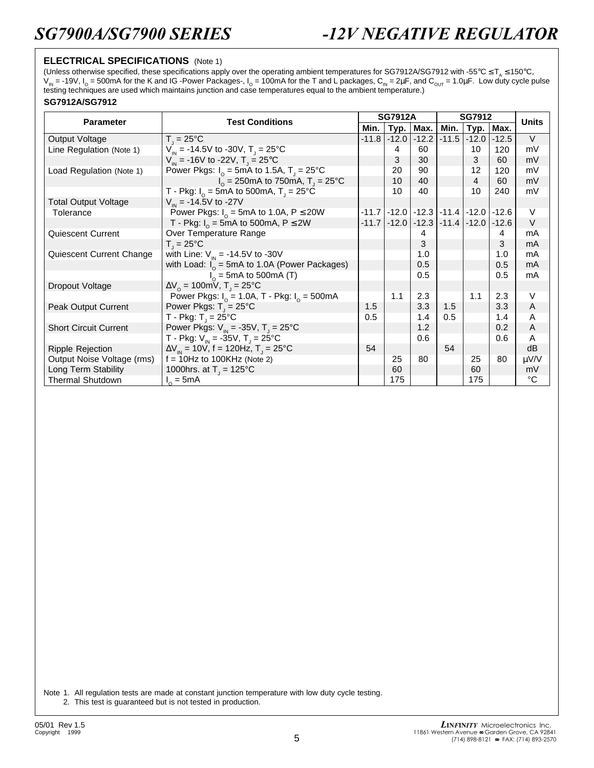## ELECTRICAL SPECIFICATIONS (Note 1)

(Unless otherwise specified, these specifications apply over the operating ambient temperatures for SG7912A/SG7912 with -55°C ≤ $T_A$ ≤ 150°C, $V_{IN}$ = -19V, $I_O$ = 500mA for the K and IG -Power Packages-, $I_O$ = 100mA for the T and L packages, $C_{IN}$ = 2μF, and $C_{OUT}$ = 1.0μF. Low duty cycle pulse testing techniques are used which maintains junction and case temperatures equal to the ambient temperature.)

### SG7912A/SG7912

| Parameter | Test Conditions | SG7912A | | | SG7912 | | | Units |
|---|---|---|---|---|---|---|---|---|
| | | Min. | Typ. | Max. | Min. | Typ. | Max. | |
| Output Voltage | $T_J$ = 25°C | -11.8 | -12.0 | -12.2 | -11.5 | -12.0 | -12.5 | V |
| Line Regulation (Note 1) | $V_{IN}$ = -14.5V to -30V, $T_J$ = 25°C | | 4 | 60 | | 10 | 120 | mV |
| | $V_{IN}$ = -16V to -22V, $T_J$ = 25°C | | 3 | 30 | | 3 | 60 | mV |
| Load Regulation (Note 1) | Power Pkgs: $I_O$ = 5mA to 1.5A, $T_J$ = 25°C | | 20 | 90 | | 12 | 120 | mV |
| | $I_O$ = 250mA to 750mA, $T_J$ = 25°C | | 10 | 40 | | 4 | 60 | mV |
| | T - Pkg: $I_O$ = 5mA to 500mA, $T_J$ = 25°C | | 10 | 40 | | 10 | 240 | mV |
| Total Output Voltage | $V_{IN}$ = -14.5V to -27V | | | | | | | |
| Tolerance | Power Pkgs: $I_O$ = 5mA to 1.0A, P ≤ 20W | -11.7 | -12.0 | -12.3 | -11.4 | -12.0 | -12.6 | V |
| | T - Pkg: $I_O$ = 5mA to 500mA, P ≤ 2W | -11.7 | -12.0 | -12.3 | -11.4 | -12.0 | -12.6 | V |
| Quiescent Current | Over Temperature Range | | | 4 | | | 4 | mA |
| | $T_J$ = 25°C | | | 3 | | | 3 | mA |
| Quiescent Current Change | with Line: $V_{IN}$ = -14.5V to -30V | | | 1.0 | | | 1.0 | mA |
| | with Load: $I_O$ = 5mA to 1.0A (Power Packages) | | | 0.5 | | | 0.5 | mA |
| | $I_O$ = 5mA to 500mA (T) | | | 0.5 | | | 0.5 | mA |
| Dropout Voltage | $\Delta V_O$ = 100mV, $T_J$ = 25°C | | | | | | | |
| | Power Pkgs: $I_O$ = 1.0A, T - Pkg: $I_O$ = 500mA | | 1.1 | 2.3 | | 1.1 | 2.3 | V |
| Peak Output Current | Power Pkgs: $T_J$ = 25°C | 1.5 | | 3.3 | 1.5 | | 3.3 | A |
| | T - Pkg: $T_J$ = 25°C | 0.5 | | 1.4 | 0.5 | | 1.4 | A |
| Short Circuit Current | Power Pkgs: $V_{IN}$ = -35V, $T_J$ = 25°C | | | 1.2 | | | 0.2 | A |
| | T - Pkg: $V_{IN}$ = -35V, $T_J$ = 25°C | | | 0.6 | | | 0.6 | A |
| Ripple Rejection | $\Delta V_{IN}$ = 10V, f = 120Hz, $T_J$ = 25°C | 54 | | | 54 | | | dB |
| Output Noise Voltage (rms) | f = 10Hz to 100KHz (Note 2) | | 25 | 80 | | 25 | 80 | μV/V |
| Long Term Stability | 1000hrs. at $T_J$ = 125°C | | 60 | | | 60 | | mV |
| Thermal Shutdown | $I_O$ = 5mA | | 175 | | | 175 | | °C |

Note 1. All regulation tests are made at constant junction temperature with low duty cycle testing.
2. This test is guaranteed but is not tested in production.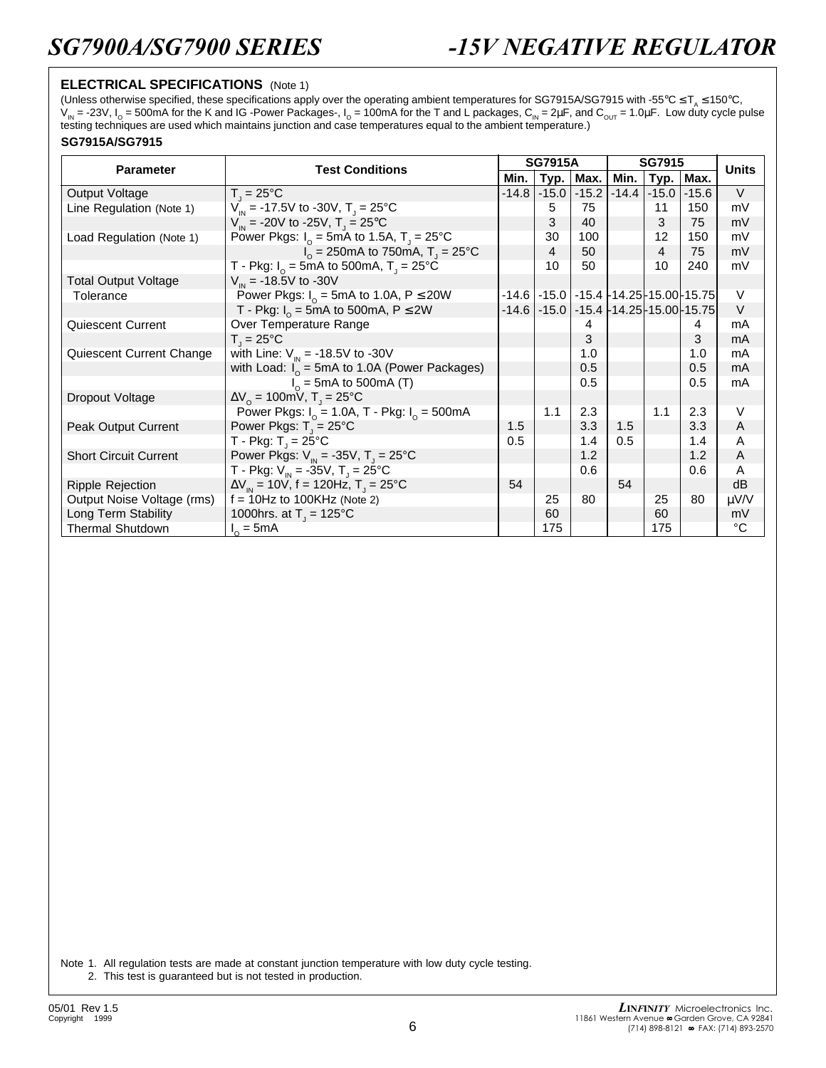## ELECTRICAL SPECIFICATIONS (Note 1)

(Unless otherwise specified, these specifications apply over the operating ambient temperatures for SG7915A/SG7915 with -55°C ≤ $T_A$ ≤ 150°C, $V_{IN}$ = -23V, $I_O$ = 500mA for the K and IG -Power Packages-, $I_O$ = 100mA for the T and L packages, $C_{IN}$ = 2µF, and $C_{OUT}$ = 1.0µF. Low duty cycle pulse testing techniques are used which maintains junction and case temperatures equal to the ambient temperature.)

### SG7915A/SG7915

| Parameter | Test Conditions | SG7915A | | | SG7915 | | | Units |
|---|---|---|---|---|---|---|---|---|
| | | Min. | Typ. | Max. | Min. | Typ. | Max. | |
| Output Voltage | $T_J$ = 25°C | -14.8 | -15.0 | -15.2 | -14.4 | -15.0 | -15.6 | V |
| Line Regulation (Note 1) | $V_{IN}$ = -17.5V to -30V, $T_J$ = 25°C | | 5 | 75 | | 11 | 150 | mV |
| | $V_{IN}$ = -20V to -25V, $T_J$ = 25°C | | 3 | 40 | | 3 | 75 | mV |
| Load Regulation (Note 1) | Power Pkgs: $I_O$ = 5mA to 1.5A, $T_J$ = 25°C | | 30 | 100 | | 12 | 150 | mV |
| | $I_O$ = 250mA to 750mA, $T_J$ = 25°C | | 4 | 50 | | 4 | 75 | mV |
| | T - Pkg: $I_O$ = 5mA to 500mA, $T_J$ = 25°C | | 10 | 50 | | 10 | 240 | mV |
| Total Output Voltage Tolerance | $V_{IN}$ = -18.5V to -30V | | | | | | | |
| | Power Pkgs: $I_O$ = 5mA to 1.0A, P ≤ 20W | -14.6 | -15.0 | -15.4 | -14.25 | -15.00 | -15.75 | V |
| | T - Pkg: $I_O$ = 5mA to 500mA, P ≤ 2W | -14.6 | -15.0 | -15.4 | -14.25 | -15.00 | -15.75 | V |
| Quiescent Current | Over Temperature Range | | | 4 | | | 4 | mA |
| | $T_J$ = 25°C | | | 3 | | | 3 | mA |
| Quiescent Current Change | with Line: $V_{IN}$ = -18.5V to -30V | | | 1.0 | | | 1.0 | mA |
| | with Load: $I_O$ = 5mA to 1.0A (Power Packages) | | | 0.5 | | | 0.5 | mA |
| | $I_O$ = 5mA to 500mA (T) | | | 0.5 | | | 0.5 | mA |
| Dropout Voltage | $\Delta V_O$ = 100mV, $T_J$ = 25°C | | | | | | | |
| | Power Pkgs: $I_O$ = 1.0A, T - Pkg: $I_O$ = 500mA | | 1.1 | 2.3 | | 1.1 | 2.3 | V |
| Peak Output Current | Power Pkgs: $T_J$ = 25°C | 1.5 | | 3.3 | 1.5 | | 3.3 | A |
| | T - Pkg: $T_J$ = 25°C | 0.5 | | 1.4 | 0.5 | | 1.4 | A |
| Short Circuit Current | Power Pkgs: $V_{IN}$ = -35V, $T_J$ = 25°C | | | 1.2 | | | 1.2 | A |
| | T - Pkg: $V_{IN}$ = -35V, $T_J$ = 25°C | | | 0.6 | | | 0.6 | A |
| Ripple Rejection | $\Delta V_{IN}$ = 10V, f = 120Hz, $T_J$ = 25°C | 54 | | | 54 | | | dB |
| Output Noise Voltage (rms) | f = 10Hz to 100KHz (Note 2) | | 25 | 80 | | 25 | 80 | µV/V |
| Long Term Stability | 1000hrs. at $T_J$ = 125°C | | 60 | | | 60 | | mV |
| Thermal Shutdown | $I_O$ = 5mA | | 175 | | | 175 | | °C |

Note 1. All regulation tests are made at constant junction temperature with low duty cycle testing.
2. This test is guaranteed but is not tested in production.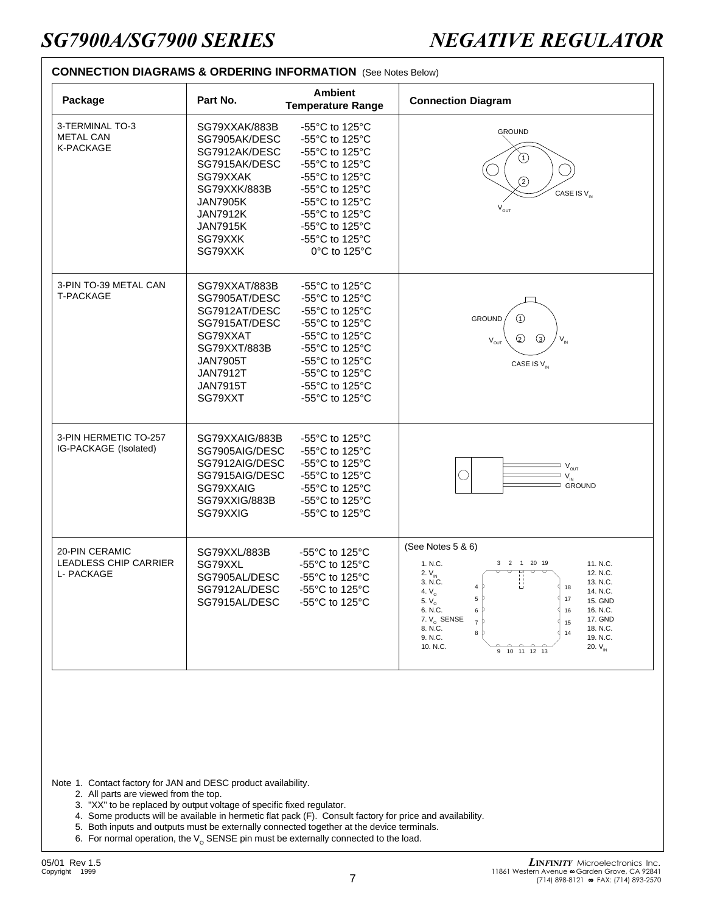## CONNECTION DIAGRAMS & ORDERING INFORMATION (See Notes Below)

| Package | Part No. | Ambient Temperature Range | Connection Diagram |
|---|---|---|---|
| 3-TERMINAL TO-3 METAL CAN K-PACKAGE | SG79XXAK/883B<br>SG7905AK/DESC<br>SG7912AK/DESC<br>SG7915AK/DESC<br>SG79XXAK<br>SG79XXK/883B<br>JAN7905K<br>JAN7912K<br>JAN7915K<br>SG79XXK<br>SG79XXK | -55°C to 125°C<br>-55°C to 125°C<br>-55°C to 125°C<br>-55°C to 125°C<br>-55°C to 125°C<br>-55°C to 125°C<br>-55°C to 125°C<br>-55°C to 125°C<br>-55°C to 125°C<br>-55°C to 125°C<br>0°C to 125°C | GROUND<br>1<br>2<br>CASE IS $V_{IN}$<br>$V_{OUT}$ |
| 3-PIN TO-39 METAL CAN T-PACKAGE | SG79XXAT/883B<br>SG7905AT/DESC<br>SG7912AT/DESC<br>SG7915AT/DESC<br>SG79XXAT<br>SG79XXT/883B<br>JAN7905T<br>JAN7912T<br>JAN7915T<br>SG79XXT | -55°C to 125°C<br>-55°C to 125°C<br>-55°C to 125°C<br>-55°C to 125°C<br>-55°C to 125°C<br>-55°C to 125°C<br>-55°C to 125°C<br>-55°C to 125°C<br>-55°C to 125°C<br>-55°C to 125°C | GROUND 1<br>$V_{OUT}$ 2 3 $V_{IN}$<br>CASE IS $V_{IN}$ |
| 3-PIN HERMETIC TO-257 IG-PACKAGE (Isolated) | SG79XXAIG/883B<br>SG7905AIG/DESC<br>SG7912AIG/DESC<br>SG7915AIG/DESC<br>SG79XXAIG<br>SG79XXIG/883B<br>SG79XXIG | -55°C to 125°C<br>-55°C to 125°C<br>-55°C to 125°C<br>-55°C to 125°C<br>-55°C to 125°C<br>-55°C to 125°C<br>-55°C to 125°C | $V_{OUT}$<br>$V_{IN}$<br>GROUND |
| 20-PIN CERAMIC LEADLESS CHIP CARRIER L- PACKAGE | SG79XXL/883B<br>SG79XXL<br>SG7905AL/DESC<br>SG7912AL/DESC<br>SG7915AL/DESC | -55°C to 125°C<br>-55°C to 125°C<br>-55°C to 125°C<br>-55°C to 125°C<br>-55°C to 125°C | (See Notes 5 & 6)<br>1. N.C.<br>2. $V_{IN}$<br>3. N.C.<br>4. $V_O$<br>5. $V_O$<br>6. N.C.<br>7. $V_O$ SENSE<br>8. N.C.<br>9. N.C.<br>10. N.C.<br>11. N.C.<br>12. N.C.<br>13. N.C.<br>14. N.C.<br>15. GND<br>16. N.C.<br>17. GND<br>18. N.C.<br>19. N.C.<br>20. $V_{IN}$ |

Note 1. Contact factory for JAN and DESC product availability.
2. All parts are viewed from the top.
3. "XX" to be replaced by output voltage of specific fixed regulator.
4. Some products will be available in hermetic flat pack (F). Consult factory for price and availability.
5. Both inputs and outputs must be externally connected together at the device terminals.
6. For normal operation, the $V_O$ SENSE pin must be externally connected to the load.

05/01 Rev 1.5
Copyright 1999

*LINFINITY* Microelectronics Inc.
11861 Western Avenue ∞ Garden Grove, CA 92841
(714) 898-8121 ∞ FAX: (714) 893-2570